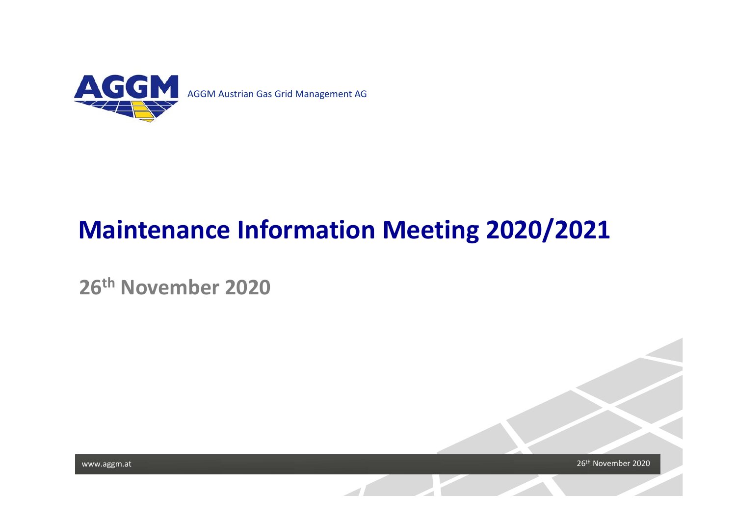AGGM Austrian Gas Grid Management AG

# Maintenance Information Meeting 2020/2021

## 26th November 2020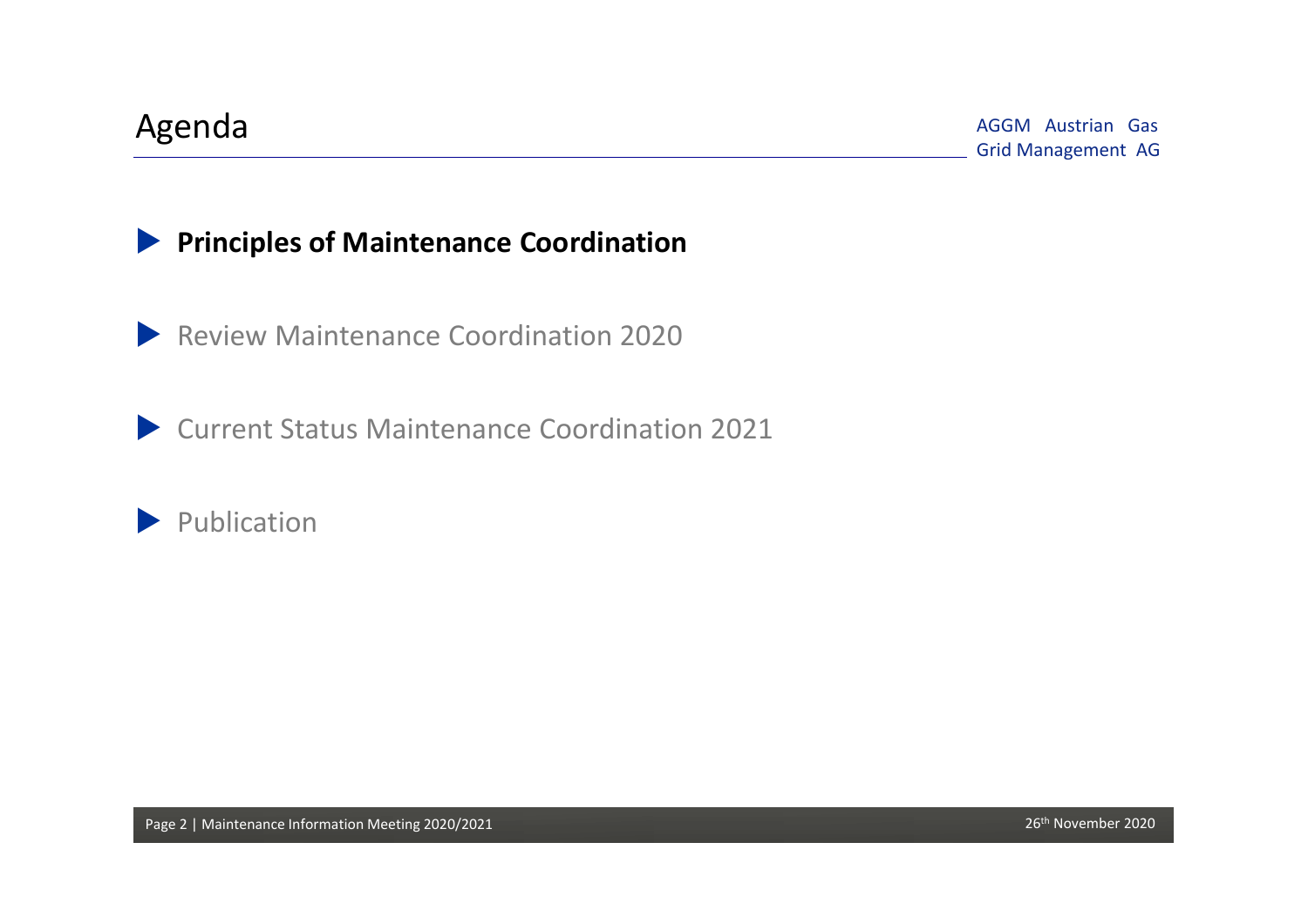# Agenda

AGGM Austrian Gas Grid Management AG

- **Principles of Maintenance Coordination**
- Review Maintenance Coordination 2020
- Current Status Maintenance Coordination 2021
- Publication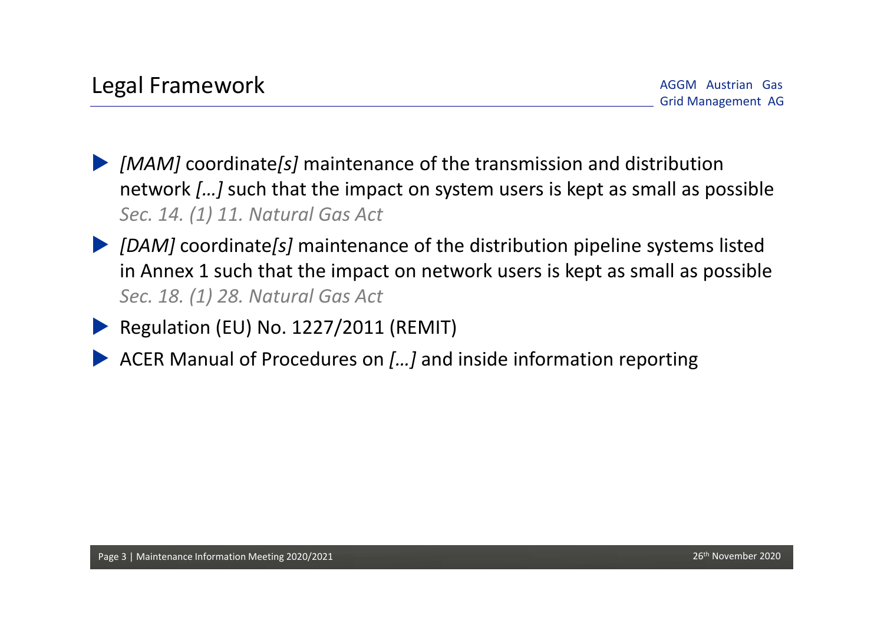# Legal Framework

AGGM Austrian Gas Grid Management AG

- *[MAM]* coordinate*[s]* maintenance of the transmission and distribution network *[…]* such that the impact on system users is kept as small as possible
  *Sec. 14. (1) 11. Natural Gas Act*
- *[DAM]* coordinate*[s]* maintenance of the distribution pipeline systems listed in Annex 1 such that the impact on network users is kept as small as possible
  *Sec. 18. (1) 28. Natural Gas Act*
- Regulation (EU) No. 1227/2011 (REMIT)
- ACER Manual of Procedures on *[…]* and inside information reporting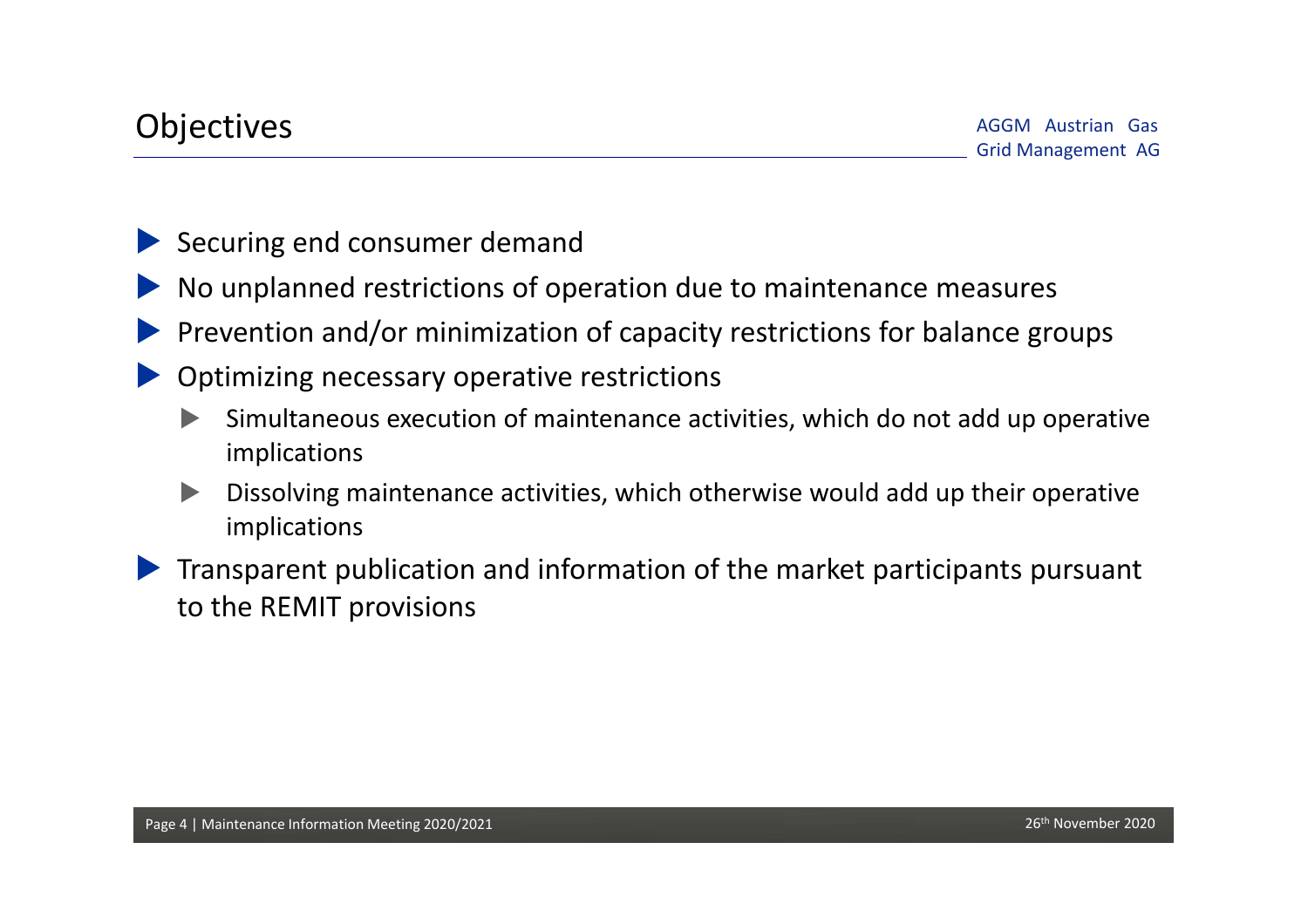# Objectives

- Securing end consumer demand
- No unplanned restrictions of operation due to maintenance measures
- Prevention and/or minimization of capacity restrictions for balance groups
- Optimizing necessary operative restrictions
  - Simultaneous execution of maintenance activities, which do not add up operative implications
  - Dissolving maintenance activities, which otherwise would add up their operative implications
- Transparent publication and information of the market participants pursuant to the REMIT provisions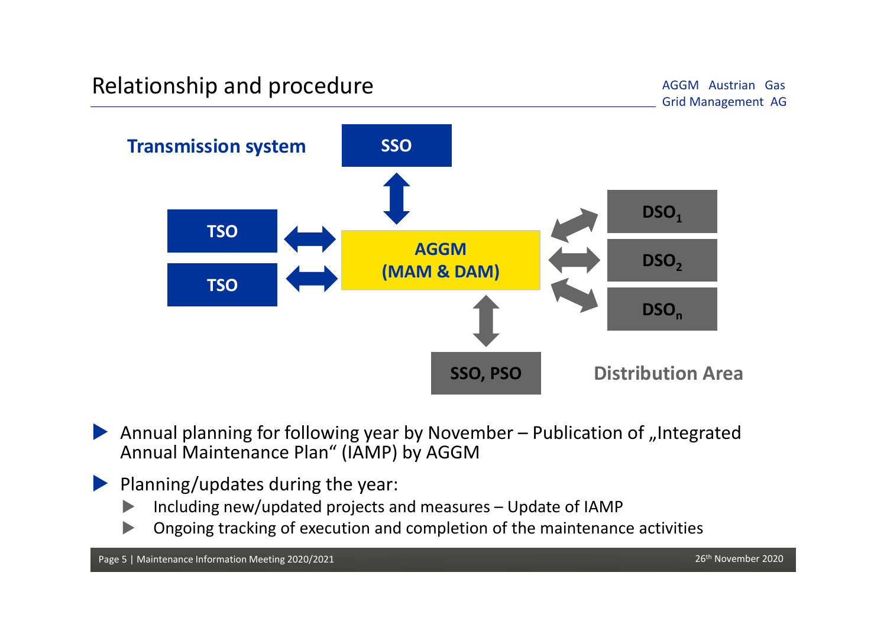# Relationship and procedure

Transmission system

SSO

TSO

TSO

AGGM (MAM & DAM)

$DSO_1$

$DSO_2$

$DSO_n$

SSO, PSO

Distribution Area

- Annual planning for following year by November – Publication of „Integrated Annual Maintenance Plan" (IAMP) by AGGM
- Planning/updates during the year:
  - Including new/updated projects and measures – Update of IAMP
  - Ongoing tracking of execution and completion of the maintenance activities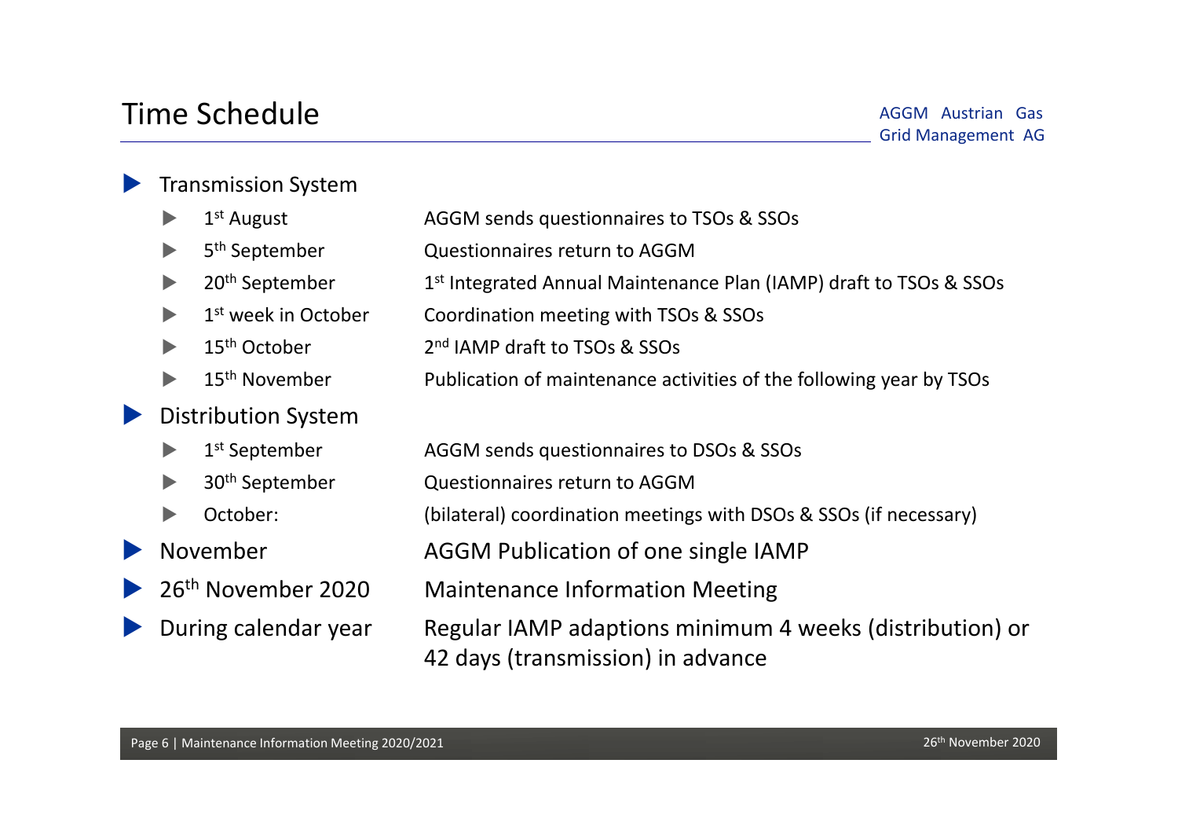# Time Schedule

AGGM Austrian Gas Grid Management AG

- Transmission System
  - 1st August — AGGM sends questionnaires to TSOs & SSOs
  - 5th September — Questionnaires return to AGGM
  - 20th September — 1st Integrated Annual Maintenance Plan (IAMP) draft to TSOs & SSOs
  - 1st week in October — Coordination meeting with TSOs & SSOs
  - 15th October — 2nd IAMP draft to TSOs & SSOs
  - 15th November — Publication of maintenance activities of the following year by TSOs
- Distribution System
  - 1st September — AGGM sends questionnaires to DSOs & SSOs
  - 30th September — Questionnaires return to AGGM
  - October: — (bilateral) coordination meetings with DSOs & SSOs (if necessary)
- November — AGGM Publication of one single IAMP
- 26th November 2020 — Maintenance Information Meeting
- During calendar year — Regular IAMP adaptions minimum 4 weeks (distribution) or 42 days (transmission) in advance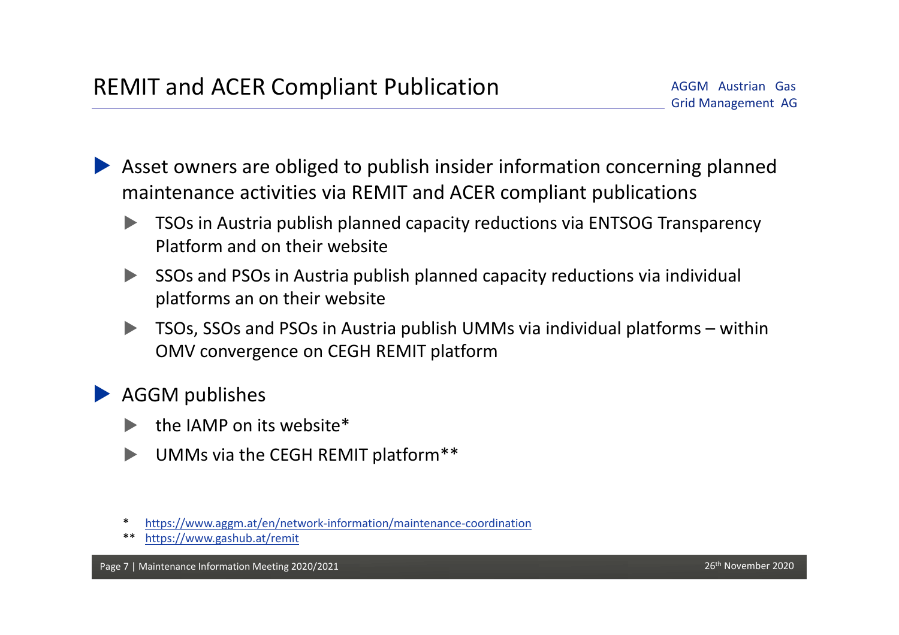# REMIT and ACER Compliant Publication

- Asset owners are obliged to publish insider information concerning planned maintenance activities via REMIT and ACER compliant publications
  - TSOs in Austria publish planned capacity reductions via ENTSOG Transparency Platform and on their website
  - SSOs and PSOs in Austria publish planned capacity reductions via individual platforms an on their website
  - TSOs, SSOs and PSOs in Austria publish UMMs via individual platforms – within OMV convergence on CEGH REMIT platform
- AGGM publishes
  - the IAMP on its website*
  - UMMs via the CEGH REMIT platform**

\* https://www.aggm.at/en/network-information/maintenance-coordination

\** https://www.gashub.at/remit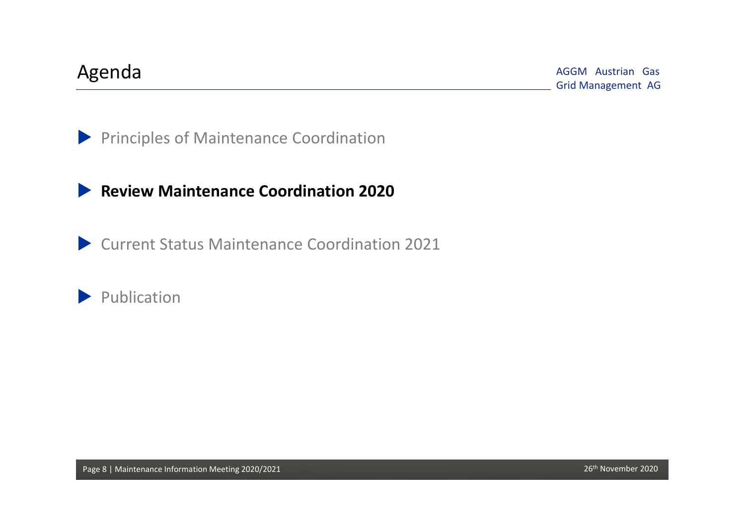# Agenda

- Principles of Maintenance Coordination
- **Review Maintenance Coordination 2020**
- Current Status Maintenance Coordination 2021
- Publication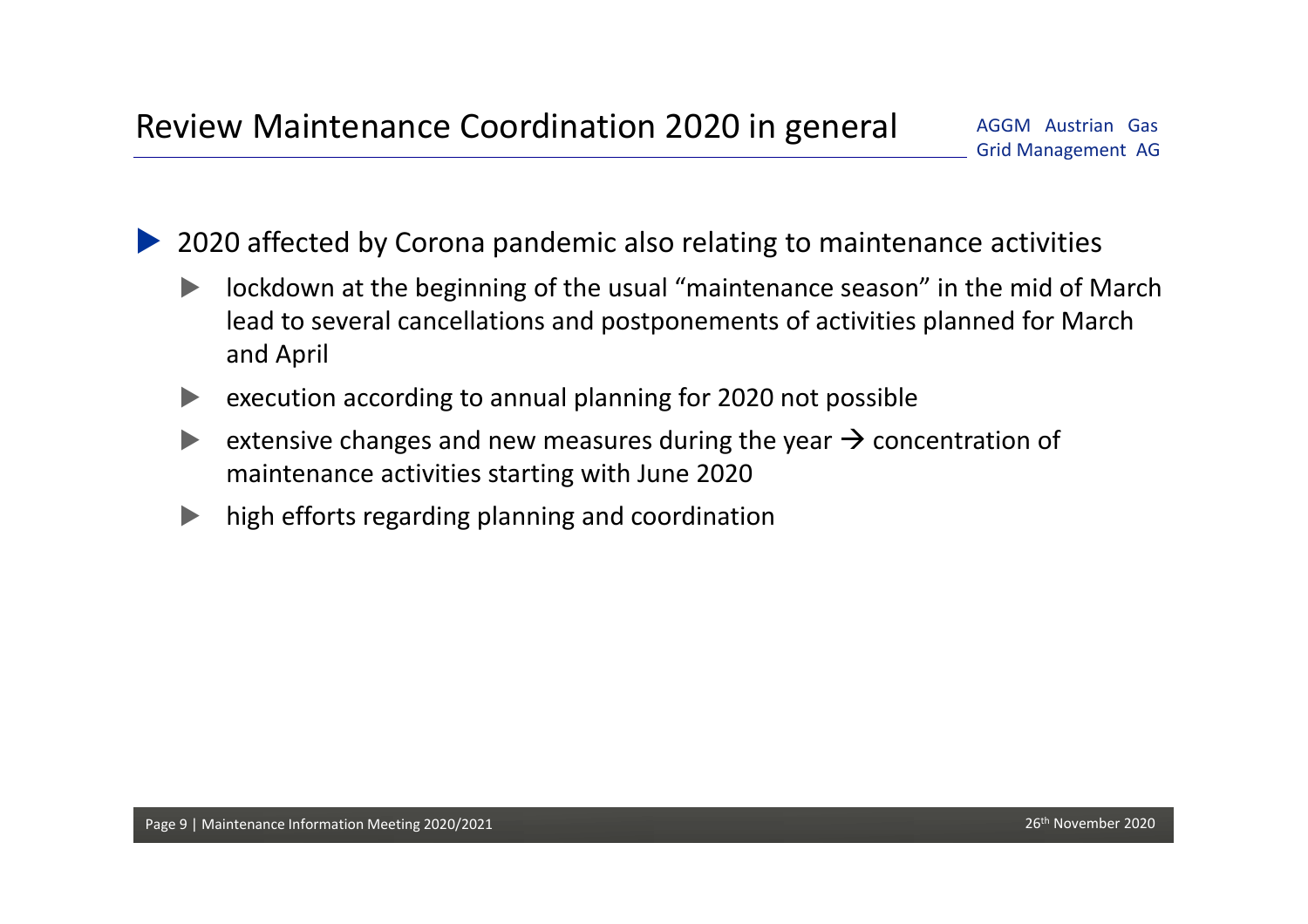# Review Maintenance Coordination 2020 in general

- 2020 affected by Corona pandemic also relating to maintenance activities
  - lockdown at the beginning of the usual “maintenance season” in the mid of March lead to several cancellations and postponements of activities planned for March and April
  - execution according to annual planning for 2020 not possible
  - extensive changes and new measures during the year → concentration of maintenance activities starting with June 2020
  - high efforts regarding planning and coordination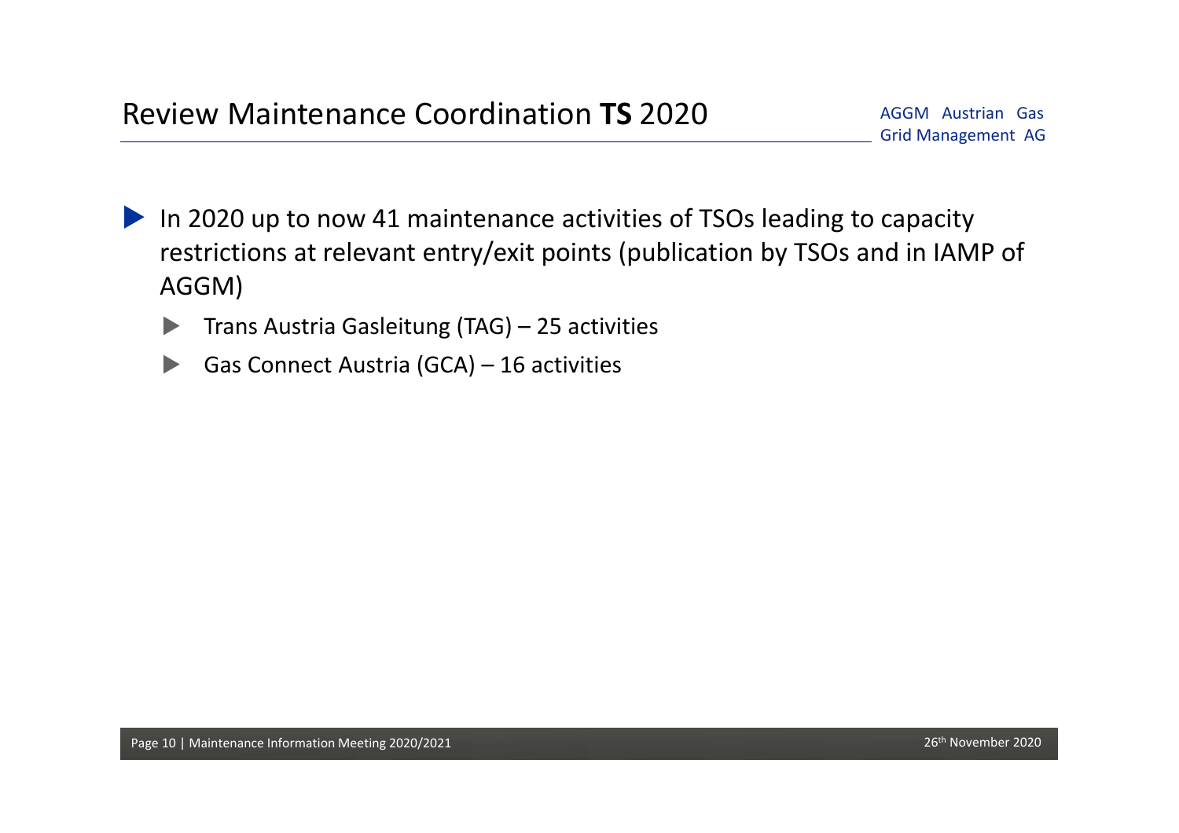# Review Maintenance Coordination **TS** 2020

- In 2020 up to now 41 maintenance activities of TSOs leading to capacity restrictions at relevant entry/exit points (publication by TSOs and in IAMP of AGGM)
  - Trans Austria Gasleitung (TAG) – 25 activities
  - Gas Connect Austria (GCA) – 16 activities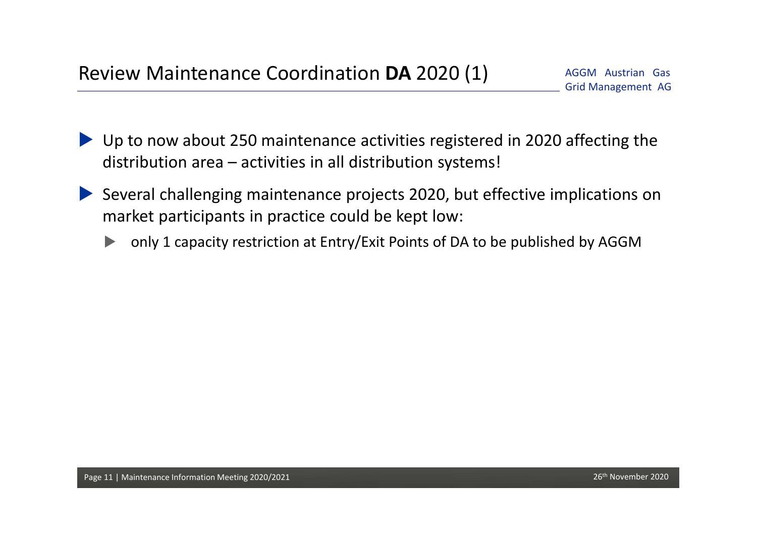# Review Maintenance Coordination **DA** 2020 (1)

- Up to now about 250 maintenance activities registered in 2020 affecting the distribution area – activities in all distribution systems!
- Several challenging maintenance projects 2020, but effective implications on market participants in practice could be kept low:
  - only 1 capacity restriction at Entry/Exit Points of DA to be published by AGGM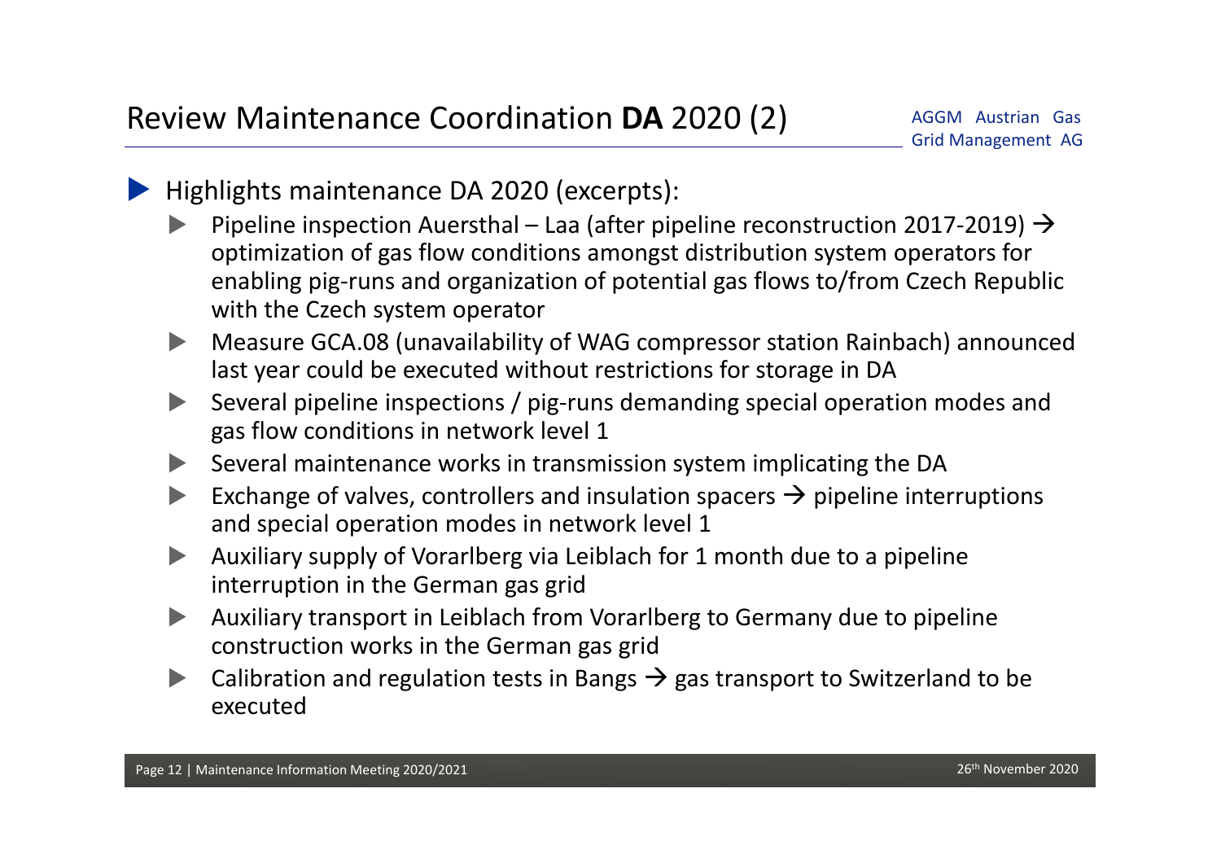# Review Maintenance Coordination **DA** 2020 (2)

AGGM Austrian Gas Grid Management AG

- Highlights maintenance DA 2020 (excerpts):
  - Pipeline inspection Auersthal – Laa (after pipeline reconstruction 2017-2019) → optimization of gas flow conditions amongst distribution system operators for enabling pig-runs and organization of potential gas flows to/from Czech Republic with the Czech system operator
  - Measure GCA.08 (unavailability of WAG compressor station Rainbach) announced last year could be executed without restrictions for storage in DA
  - Several pipeline inspections / pig-runs demanding special operation modes and gas flow conditions in network level 1
  - Several maintenance works in transmission system implicating the DA
  - Exchange of valves, controllers and insulation spacers → pipeline interruptions and special operation modes in network level 1
  - Auxiliary supply of Vorarlberg via Leiblach for 1 month due to a pipeline interruption in the German gas grid
  - Auxiliary transport in Leiblach from Vorarlberg to Germany due to pipeline construction works in the German gas grid
  - Calibration and regulation tests in Bangs → gas transport to Switzerland to be executed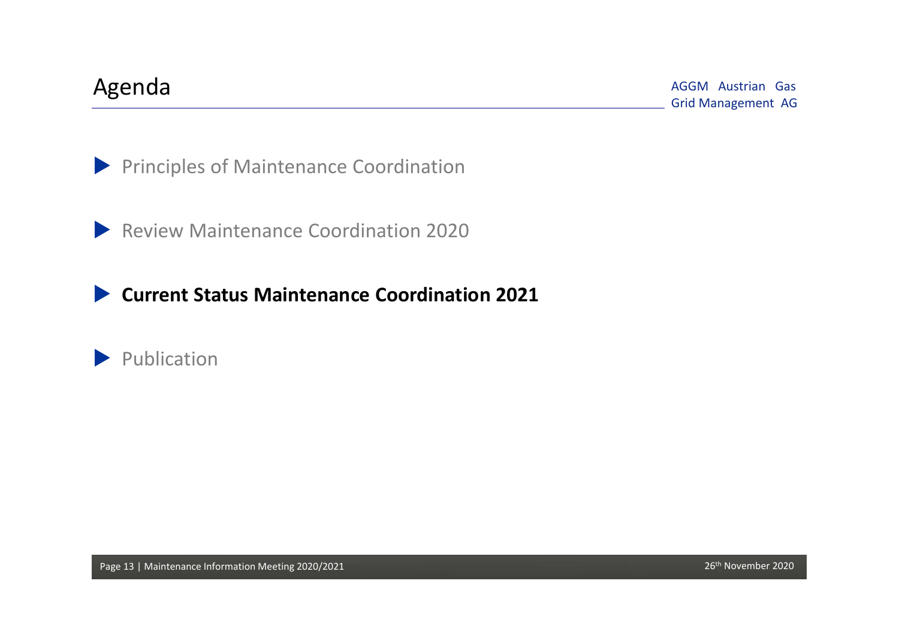# Agenda

AGGM Austrian Gas Grid Management AG

- Principles of Maintenance Coordination
- Review Maintenance Coordination 2020
- **Current Status Maintenance Coordination 2021**
- Publication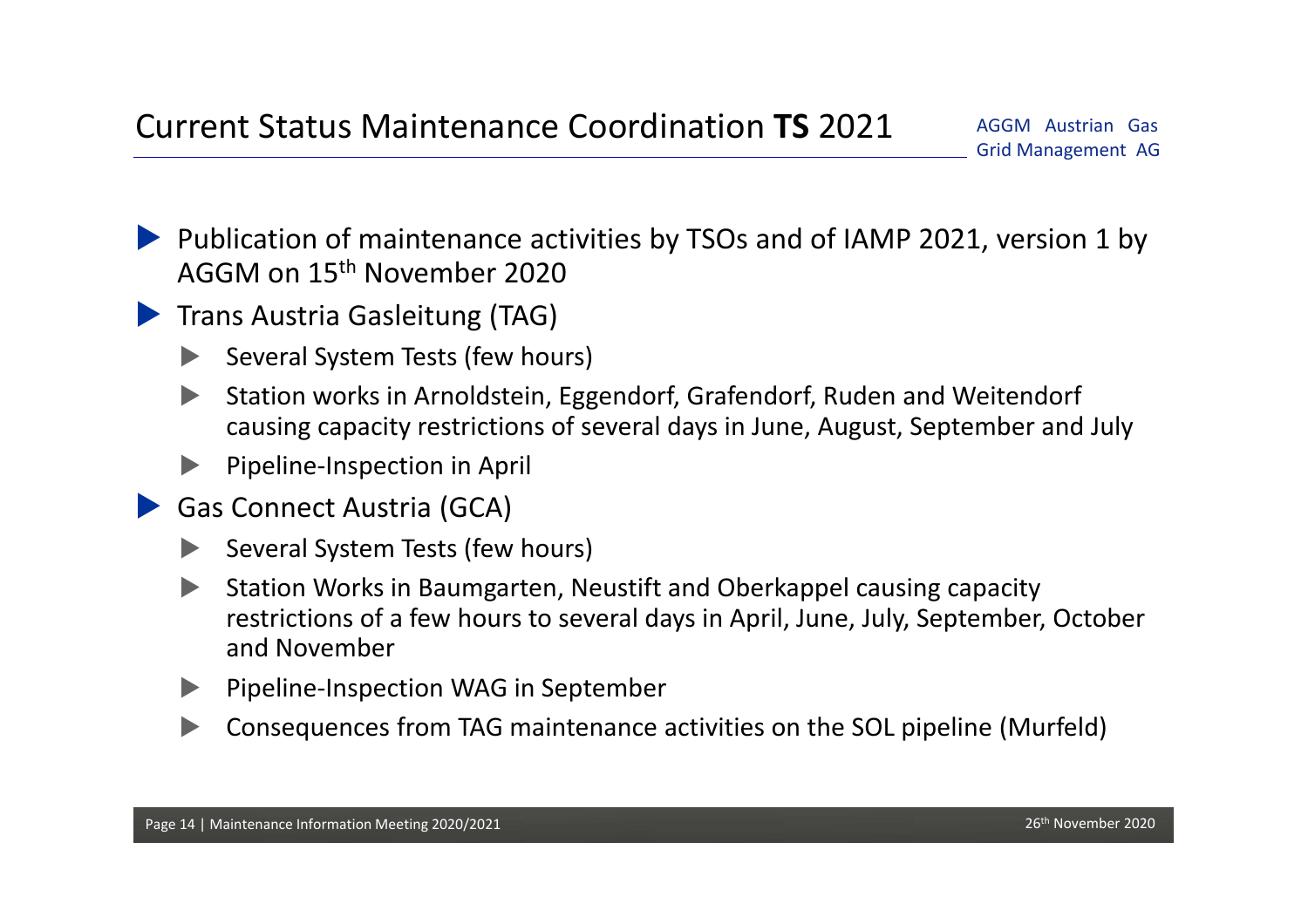# Current Status Maintenance Coordination **TS** 2021

- Publication of maintenance activities by TSOs and of IAMP 2021, version 1 by AGGM on 15th November 2020
- Trans Austria Gasleitung (TAG)
  - Several System Tests (few hours)
  - Station works in Arnoldstein, Eggendorf, Grafendorf, Ruden and Weitendorf causing capacity restrictions of several days in June, August, September and July
  - Pipeline-Inspection in April
- Gas Connect Austria (GCA)
  - Several System Tests (few hours)
  - Station Works in Baumgarten, Neustift and Oberkappel causing capacity restrictions of a few hours to several days in April, June, July, September, October and November
  - Pipeline-Inspection WAG in September
  - Consequences from TAG maintenance activities on the SOL pipeline (Murfeld)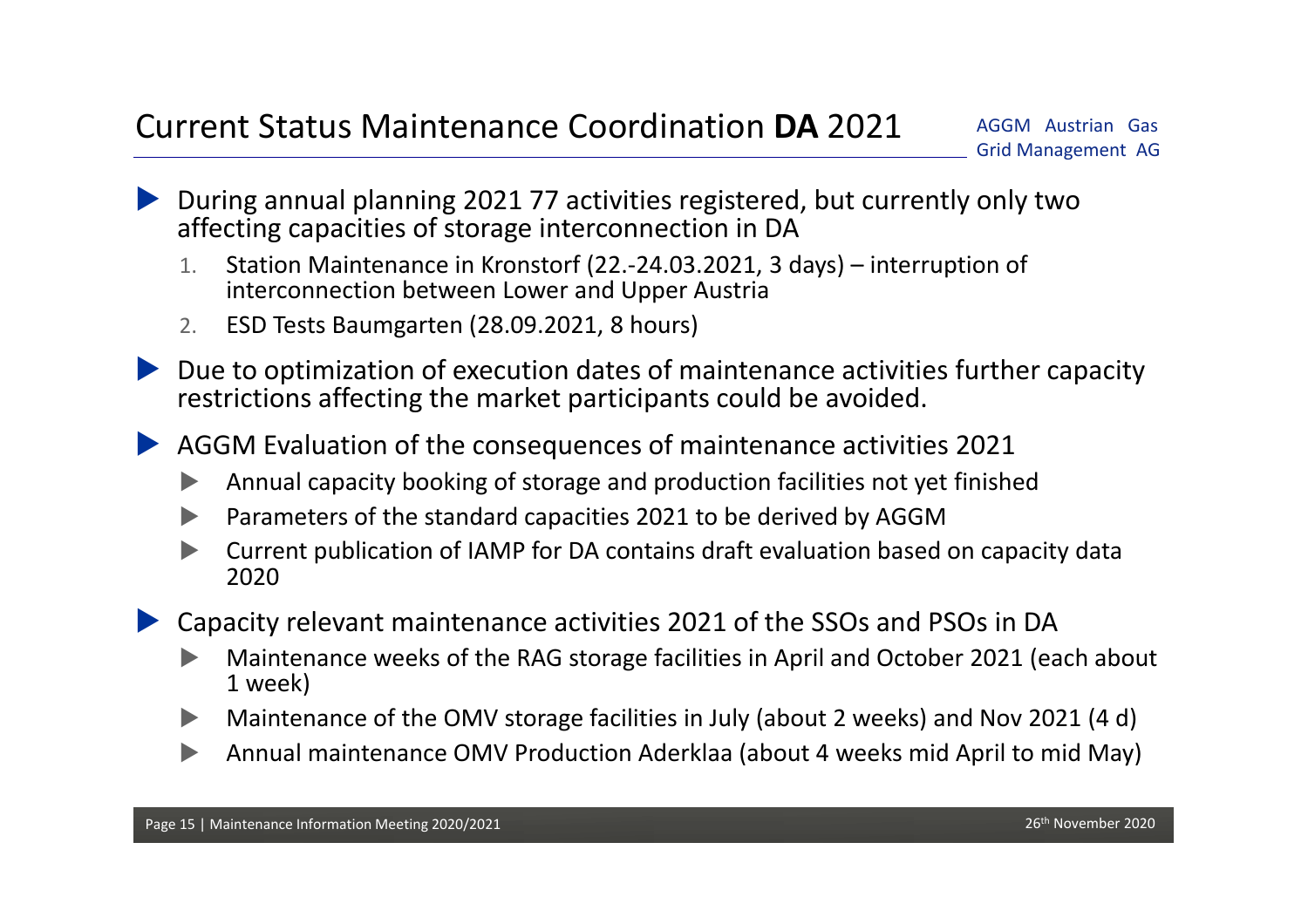# Current Status Maintenance Coordination **DA** 2021

AGGM Austrian Gas Grid Management AG

- During annual planning 2021 77 activities registered, but currently only two affecting capacities of storage interconnection in DA
  1. Station Maintenance in Kronstorf (22.-24.03.2021, 3 days) – interruption of interconnection between Lower and Upper Austria
  2. ESD Tests Baumgarten (28.09.2021, 8 hours)
- Due to optimization of execution dates of maintenance activities further capacity restrictions affecting the market participants could be avoided.
- AGGM Evaluation of the consequences of maintenance activities 2021
  - Annual capacity booking of storage and production facilities not yet finished
  - Parameters of the standard capacities 2021 to be derived by AGGM
  - Current publication of IAMP for DA contains draft evaluation based on capacity data 2020
- Capacity relevant maintenance activities 2021 of the SSOs and PSOs in DA
  - Maintenance weeks of the RAG storage facilities in April and October 2021 (each about 1 week)
  - Maintenance of the OMV storage facilities in July (about 2 weeks) and Nov 2021 (4 d)
  - Annual maintenance OMV Production Aderklaa (about 4 weeks mid April to mid May)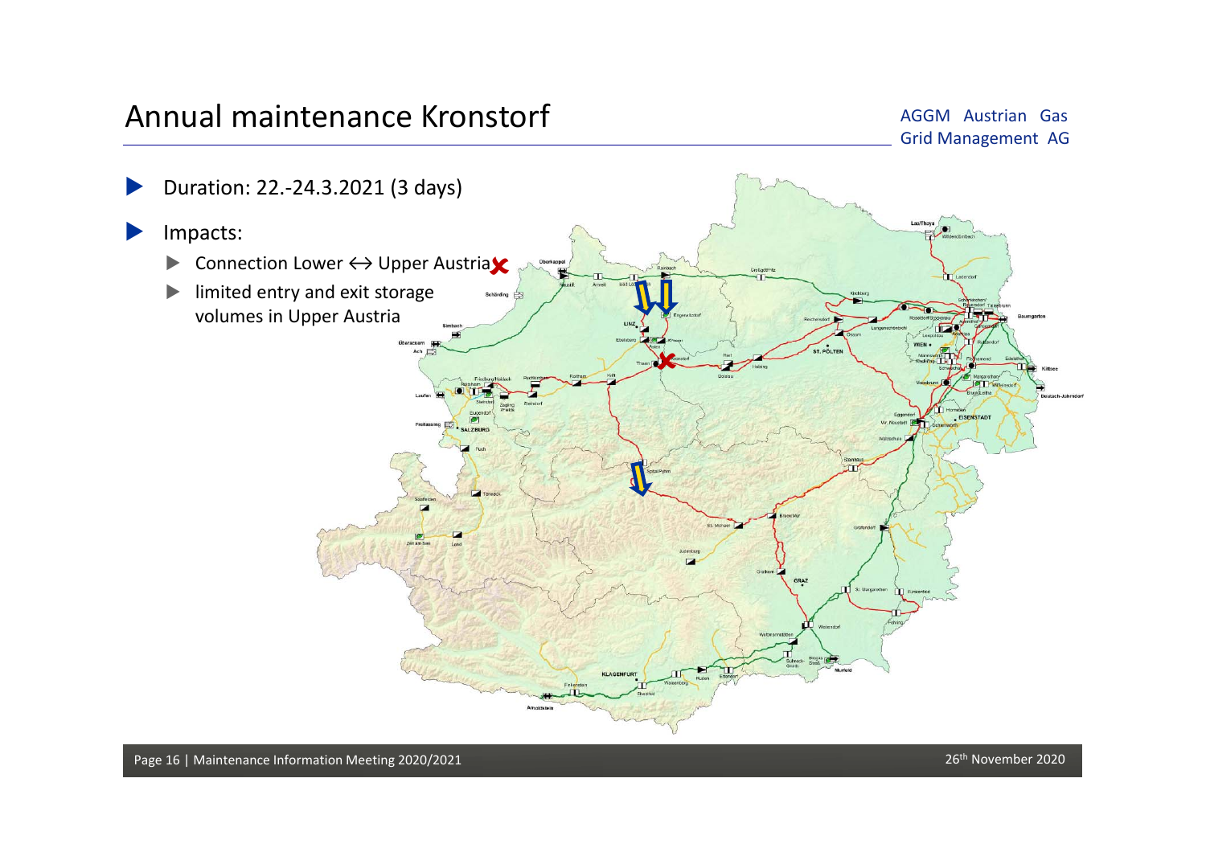# Annual maintenance Kronstorf

- Duration: 22.-24.3.2021 (3 days)
- Impacts:
  - Connection Lower ↔ Upper Austria ✗
  - limited entry and exit storage volumes in Upper Austria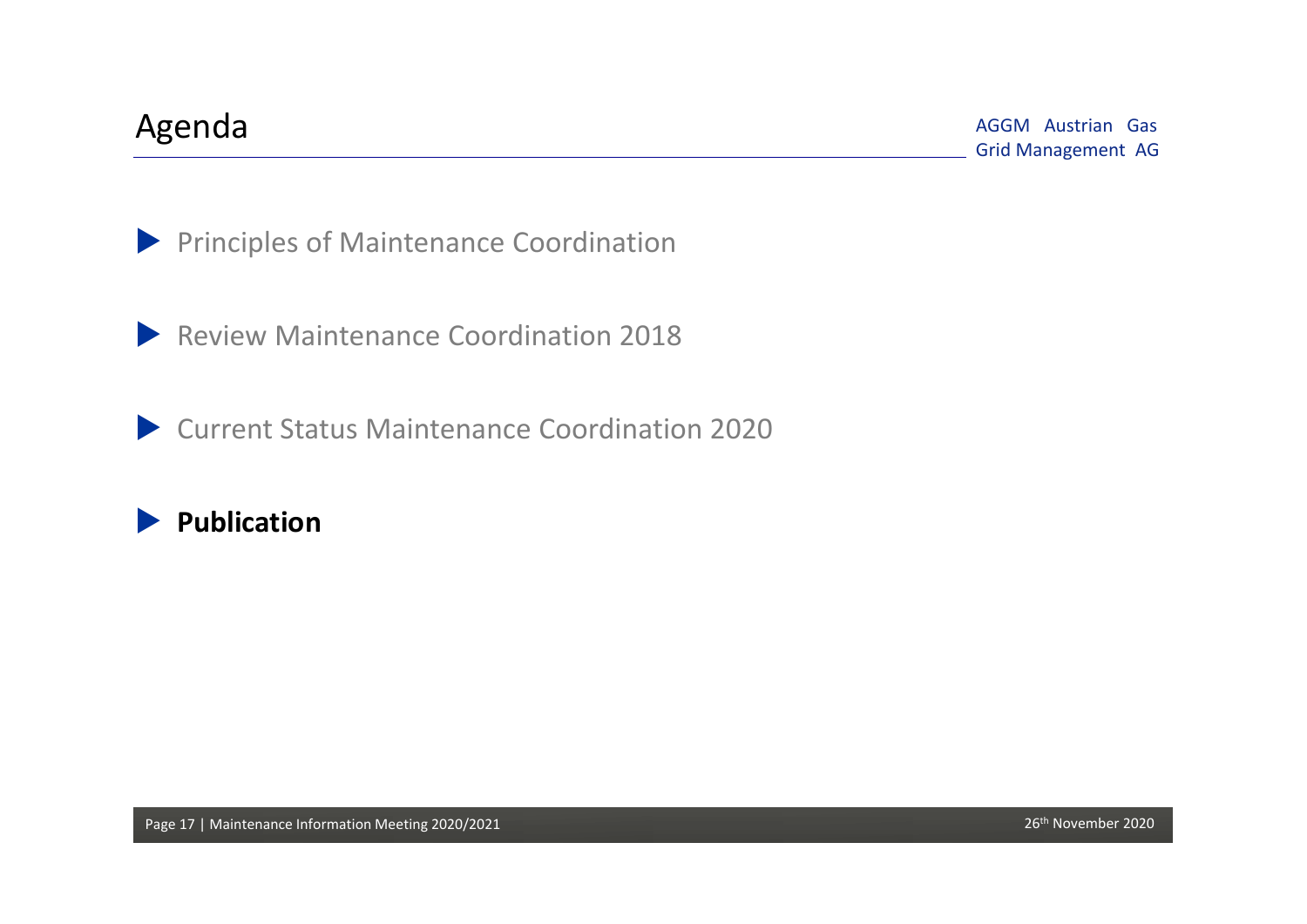# Agenda

- Principles of Maintenance Coordination
- Review Maintenance Coordination 2018
- Current Status Maintenance Coordination 2020
- **Publication**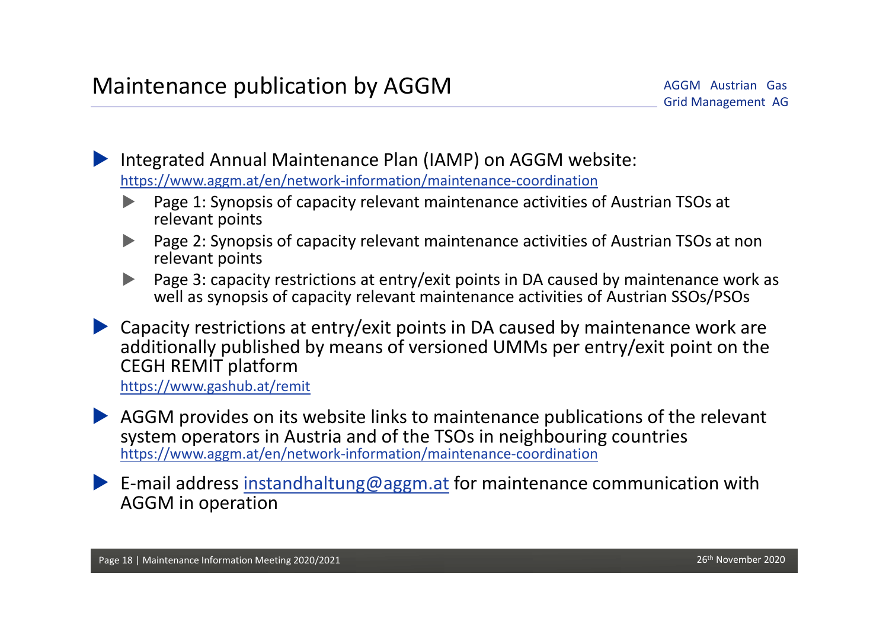# Maintenance publication by AGGM

- Integrated Annual Maintenance Plan (IAMP) on AGGM website:
  https://www.aggm.at/en/network-information/maintenance-coordination
  - Page 1: Synopsis of capacity relevant maintenance activities of Austrian TSOs at relevant points
  - Page 2: Synopsis of capacity relevant maintenance activities of Austrian TSOs at non relevant points
  - Page 3: capacity restrictions at entry/exit points in DA caused by maintenance work as well as synopsis of capacity relevant maintenance activities of Austrian SSOs/PSOs
- Capacity restrictions at entry/exit points in DA caused by maintenance work are additionally published by means of versioned UMMs per entry/exit point on the CEGH REMIT platform
  https://www.gashub.at/remit
- AGGM provides on its website links to maintenance publications of the relevant system operators in Austria and of the TSOs in neighbouring countries
  https://www.aggm.at/en/network-information/maintenance-coordination
- E-mail address instandhaltung@aggm.at for maintenance communication with AGGM in operation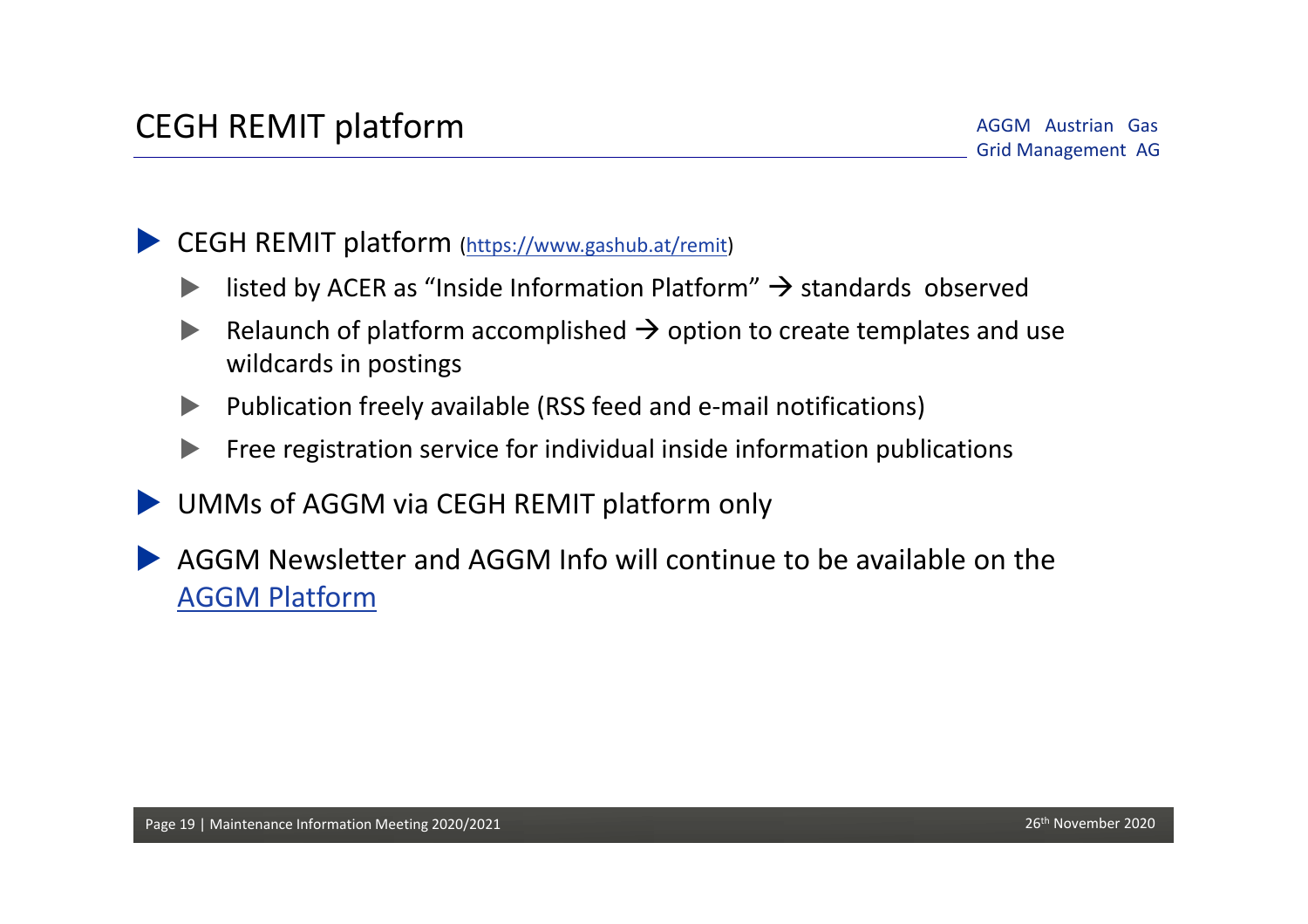# CEGH REMIT platform

AGGM Austrian Gas Grid Management AG

- CEGH REMIT platform (https://www.gashub.at/remit)
  - listed by ACER as "Inside Information Platform" → standards observed
  - Relaunch of platform accomplished → option to create templates and use wildcards in postings
  - Publication freely available (RSS feed and e-mail notifications)
  - Free registration service for individual inside information publications
- UMMs of AGGM via CEGH REMIT platform only
- AGGM Newsletter and AGGM Info will continue to be available on the AGGM Platform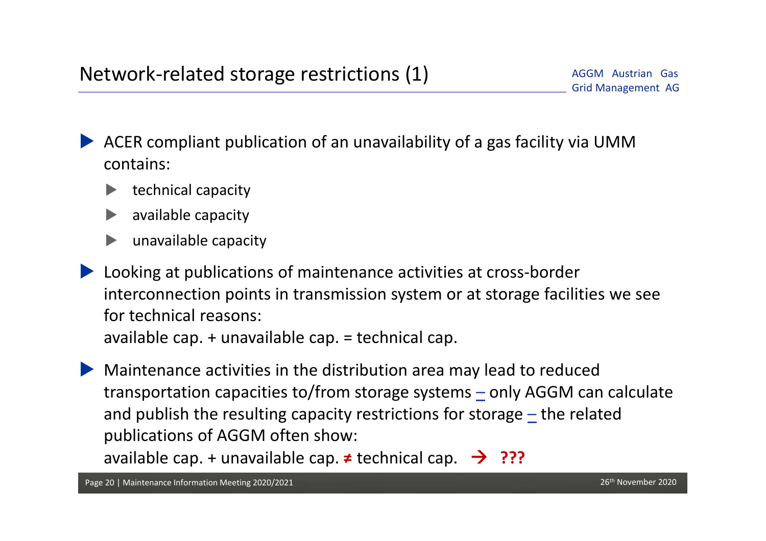# Network-related storage restrictions (1)

- ACER compliant publication of an unavailability of a gas facility via UMM contains:
  - technical capacity
  - available capacity
  - unavailable capacity
- Looking at publications of maintenance activities at cross-border interconnection points in transmission system or at storage facilities we see for technical reasons:
  available cap. + unavailable cap. = technical cap.
- Maintenance activities in the distribution area may lead to reduced transportation capacities to/from storage systems – only AGGM can calculate and publish the resulting capacity restrictions for storage – the related publications of AGGM often show:
  available cap. + unavailable cap. **≠** technical cap. → **???**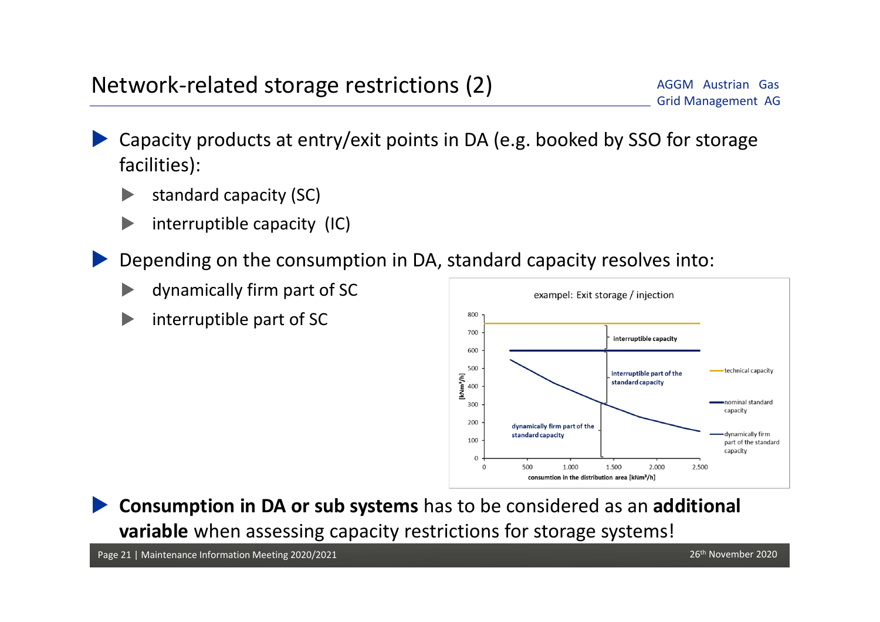# Network-related storage restrictions (2)

AGGM Austrian Gas Grid Management AG

- Capacity products at entry/exit points in DA (e.g. booked by SSO for storage facilities):
  - standard capacity (SC)
  - interruptible capacity (IC)
- Depending on the consumption in DA, standard capacity resolves into:
  - dynamically firm part of SC
  - interruptible part of SC

exampel: Exit storage / injection

- **Consumption in DA or sub systems** has to be considered as an **additional variable** when assessing capacity restrictions for storage systems!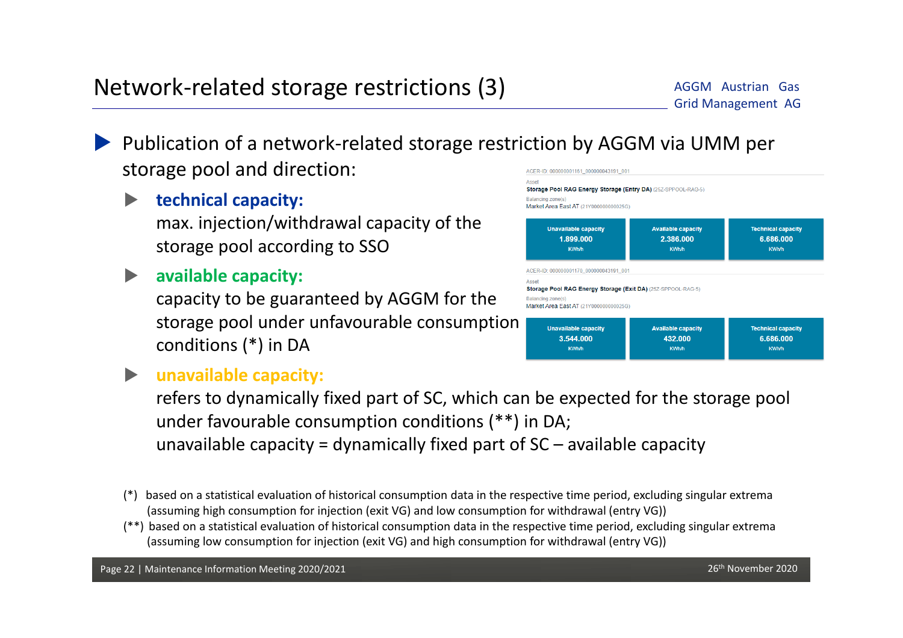# Network-related storage restrictions (3)

AGGM Austrian Gas Grid Management AG

- Publication of a network-related storage restriction by AGGM via UMM per storage pool and direction:
  - **technical capacity:**
    max. injection/withdrawal capacity of the storage pool according to SSO
  - **available capacity:**
    capacity to be guaranteed by AGGM for the storage pool under unfavourable consumption conditions (*) in DA
  - **unavailable capacity:**
    refers to dynamically fixed part of SC, which can be expected for the storage pool under favourable consumption conditions (**) in DA;
    unavailable capacity = dynamically fixed part of SC – available capacity

ACER-ID: 000000001161_000000043191_001

Asset
**Storage Pool RAG Energy Storage (Entry DA)** (25Z-SPPOOL-RAG-5)
Balancing zone(s)
Market Area East AT (21Y000000000025G)

| Unavailable capacity | Available capacity | Technical capacity |
|---|---|---|
| 1.899.000 KWh/h | 2.386.000 KWh/h | 6.686.000 KWh/h |

ACER-ID: 000000001170_000000043191_001

Asset
**Storage Pool RAG Energy Storage (Exit DA)** (25Z-SPPOOL-RAG-5)
Balancing zone(s)
Market Area East AT (21Y000000000025G)

| Unavailable capacity | Available capacity | Technical capacity |
|---|---|---|
| 3.544.000 KWh/h | 432.000 KWh/h | 6.686.000 KWh/h |

(*) based on a statistical evaluation of historical consumption data in the respective time period, excluding singular extrema (assuming high consumption for injection (exit VG) and low consumption for withdrawal (entry VG))

(**) based on a statistical evaluation of historical consumption data in the respective time period, excluding singular extrema (assuming low consumption for injection (exit VG) and high consumption for withdrawal (entry VG))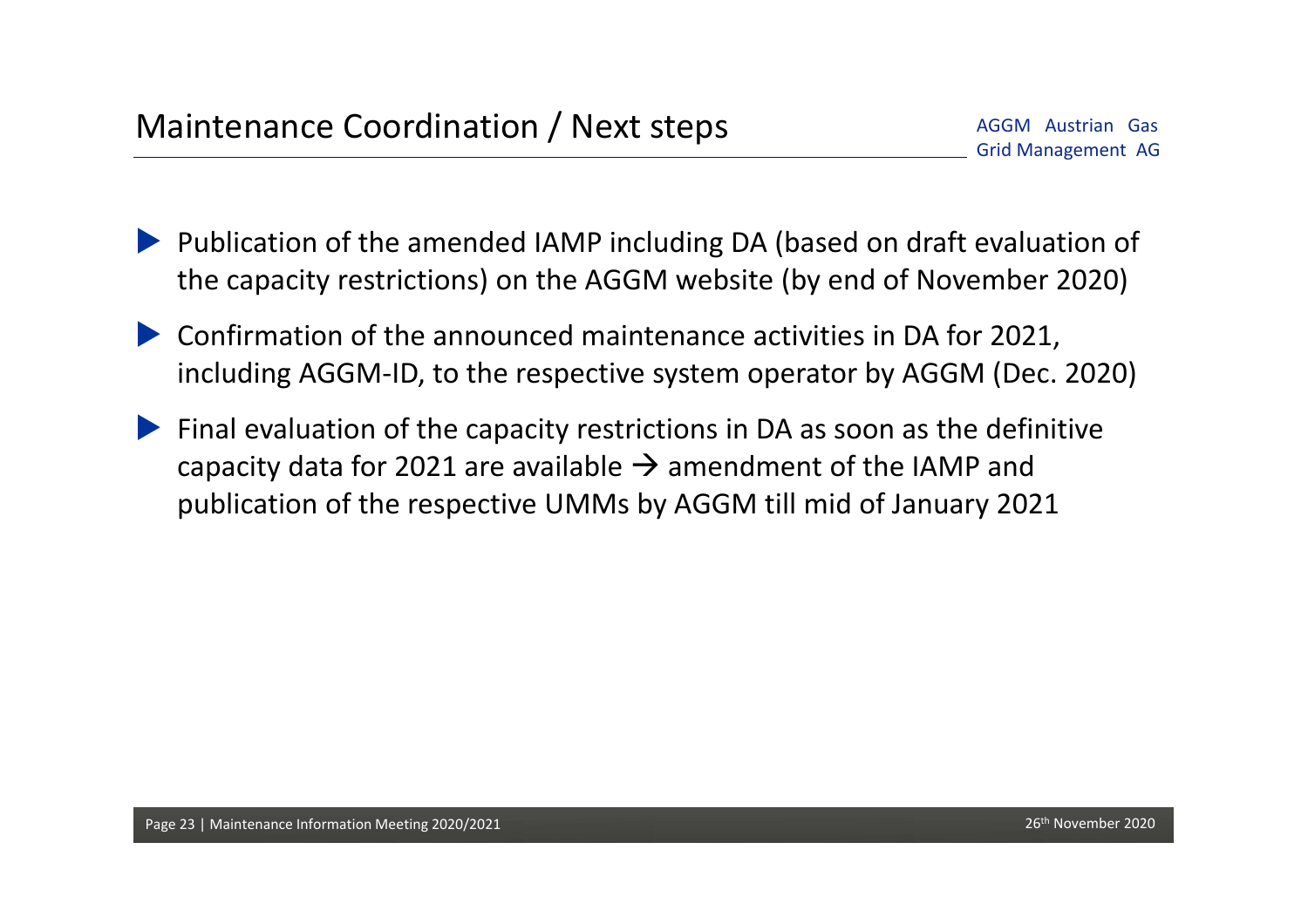# Maintenance Coordination / Next steps

- Publication of the amended IAMP including DA (based on draft evaluation of the capacity restrictions) on the AGGM website (by end of November 2020)
- Confirmation of the announced maintenance activities in DA for 2021, including AGGM-ID, to the respective system operator by AGGM (Dec. 2020)
- Final evaluation of the capacity restrictions in DA as soon as the definitive capacity data for 2021 are available → amendment of the IAMP and publication of the respective UMMs by AGGM till mid of January 2021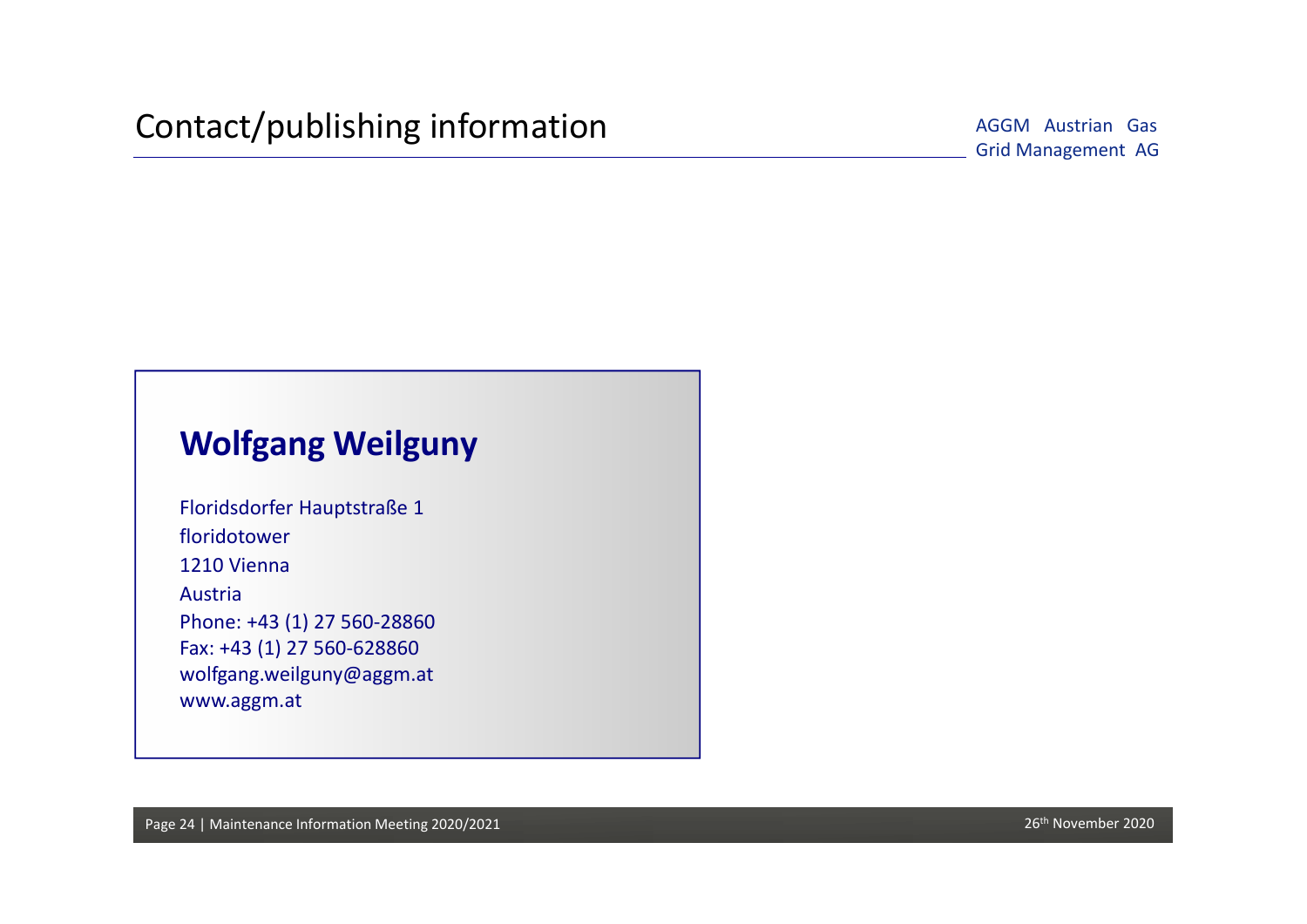# Contact/publishing information

AGGM Austrian Gas Grid Management AG

## Wolfgang Weilguny

Floridsdorfer Hauptstraße 1
floridotower
1210 Vienna
Austria
Phone: +43 (1) 27 560-28860
Fax: +43 (1) 27 560-628860
wolfgang.weilguny@aggm.at
www.aggm.at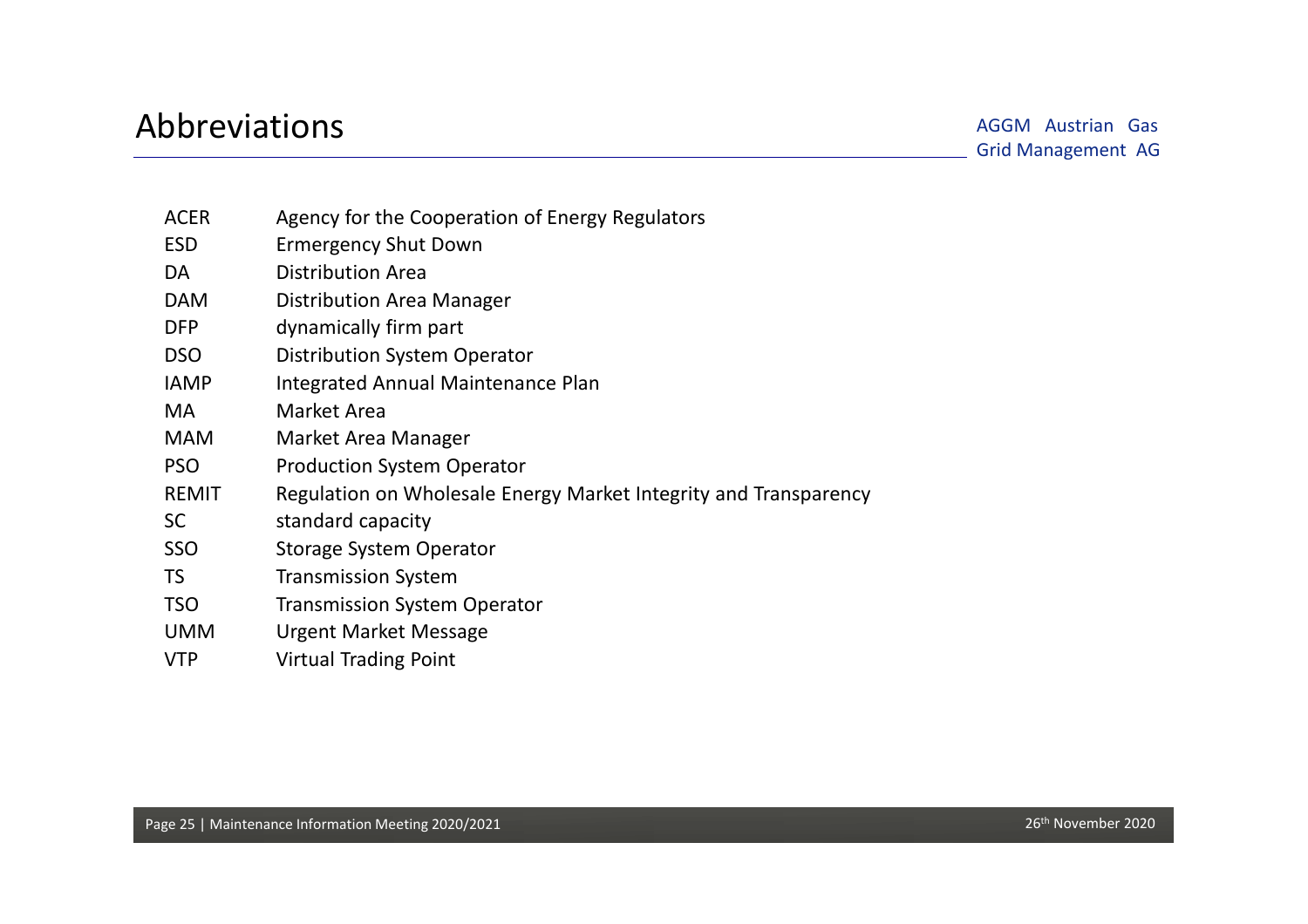# Abbreviations

AGGM Austrian Gas Grid Management AG

| | |
|---|---|
| ACER | Agency for the Cooperation of Energy Regulators |
| ESD | Ermergency Shut Down |
| DA | Distribution Area |
| DAM | Distribution Area Manager |
| DFP | dynamically firm part |
| DSO | Distribution System Operator |
| IAMP | Integrated Annual Maintenance Plan |
| MA | Market Area |
| MAM | Market Area Manager |
| PSO | Production System Operator |
| REMIT | Regulation on Wholesale Energy Market Integrity and Transparency |
| SC | standard capacity |
| SSO | Storage System Operator |
| TS | Transmission System |
| TSO | Transmission System Operator |
| UMM | Urgent Market Message |
| VTP | Virtual Trading Point |